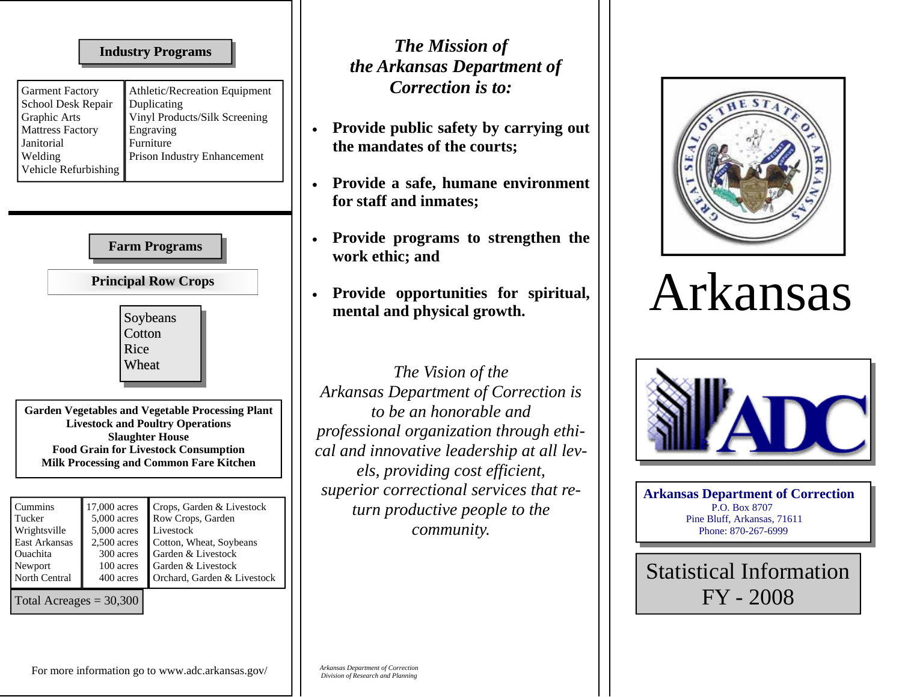## Industry Programs

| | |
|---|---|
| Garment Factory | Athletic/Recreation Equipment |
| School Desk Repair | Duplicating |
| Graphic Arts | Vinyl Products/Silk Screening |
| Mattress Factory | Engraving |
| Janitorial | Furniture |
| Welding | Prison Industry Enhancement |
| Vehicle Refurbishing | |

## Farm Programs

### Principal Row Crops

- Soybeans
- Cotton
- Rice
- Wheat

**Garden Vegetables and Vegetable Processing Plant**
**Livestock and Poultry Operations**
**Slaughter House**
**Food Grain for Livestock Consumption**
**Milk Processing and Common Fare Kitchen**

| | | |
|---|---|---|
| Cummins | 17,000 acres | Crops, Garden & Livestock |
| Tucker | 5,000 acres | Row Crops, Garden |
| Wrightsville | 5,000 acres | Livestock |
| East Arkansas | 2,500 acres | Cotton, Wheat, Soybeans |
| Ouachita | 300 acres | Garden & Livestock |
| Newport | 100 acres | Garden & Livestock |
| North Central | 400 acres | Orchard, Garden & Livestock |
| Total Acreages = 30,300 | | |

For more information go to www.adc.arkansas.gov/

## *The Mission of the Arkansas Department of Correction is to:*

- **Provide public safety by carrying out the mandates of the courts;**
- **Provide a safe, humane environment for staff and inmates;**
- **Provide programs to strengthen the work ethic; and**
- **Provide opportunities for spiritual, mental and physical growth.**

*The Vision of the Arkansas Department of Correction is to be an honorable and professional organization through ethical and innovative leadership at all levels, providing cost efficient, superior correctional services that return productive people to the community.*

*Arkansas Department of Correction*
*Division of Research and Planning*

# Arkansas

ADC

**Arkansas Department of Correction**
P.O. Box 8707
Pine Bluff, Arkansas, 71611
Phone: 870-267-6999

## Statistical Information FY - 2008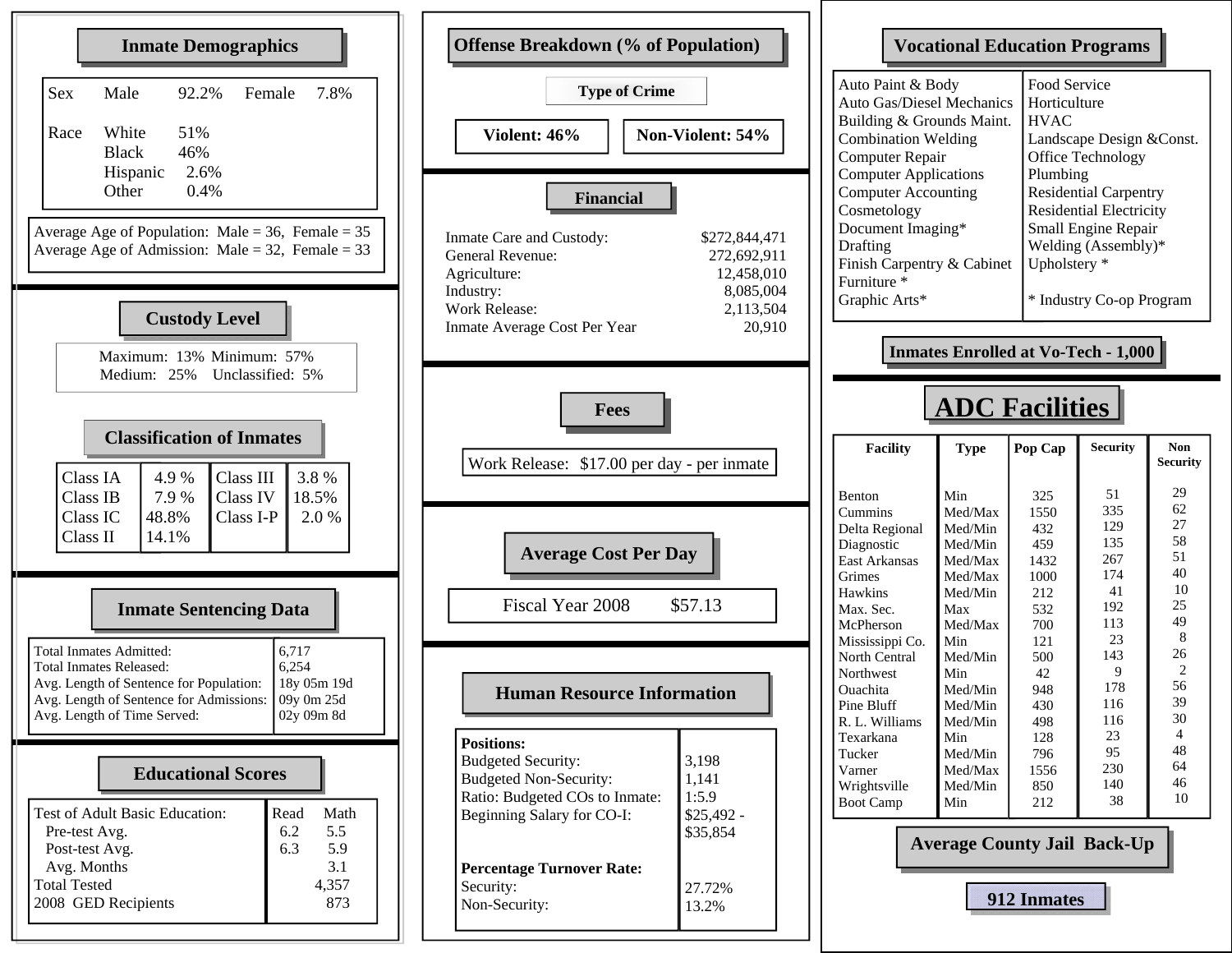## Inmate Demographics

| | | | | |
|---|---|---|---|---|
| Sex | Male | 92.2% | Female | 7.8% |
| Race | White | 51% | | |
| | Black | 46% | | |
| | Hispanic | 2.6% | | |
| | Other | 0.4% | | |

Average Age of Population: Male = 36, Female = 35
Average Age of Admission: Male = 32, Female = 33

## Custody Level

Maximum: 13% Minimum: 57%
Medium: 25% Unclassified: 5%

## Classification of Inmates

| | | | |
|---|---|---|---|
| Class IA | 4.9 % | Class III | 3.8 % |
| Class IB | 7.9 % | Class IV | 18.5% |
| Class IC | 48.8% | Class I-P | 2.0 % |
| Class II | 14.1% | | |

## Inmate Sentencing Data

| | |
|---|---|
| Total Inmates Admitted: | 6,717 |
| Total Inmates Released: | 6,254 |
| Avg. Length of Sentence for Population: | 18y 05m 19d |
| Avg. Length of Sentence for Admissions: | 09y 0m 25d |
| Avg. Length of Time Served: | 02y 09m 8d |

## Educational Scores

| Test of Adult Basic Education: | Read | Math |
|---|---|---|
| Pre-test Avg. | 6.2 | 5.5 |
| Post-test Avg. | 6.3 | 5.9 |
| Avg. Months | | 3.1 |
| Total Tested | | 4,357 |
| 2008 GED Recipients | | 873 |

## Offense Breakdown (% of Population)

**Type of Crime**

**Violent: 46%** **Non-Violent: 54%**

## Financial

| | |
|---|---|
| Inmate Care and Custody: | $272,844,471 |
| General Revenue: | 272,692,911 |
| Agriculture: | 12,458,010 |
| Industry: | 8,085,004 |
| Work Release: | 2,113,504 |
| Inmate Average Cost Per Year | 20,910 |

## Fees

Work Release: $17.00 per day - per inmate

## Average Cost Per Day

Fiscal Year 2008 $57.13

## Human Resource Information

| | |
|---|---|
| **Positions:** | |
| Budgeted Security: | 3,198 |
| Budgeted Non-Security: | 1,141 |
| Ratio: Budgeted COs to Inmate: | 1:5.9 |
| Beginning Salary for CO-I: | $25,492 - $35,854 |
| **Percentage Turnover Rate:** | |
| Security: | 27.72% |
| Non-Security: | 13.2% |

## Vocational Education Programs

| | |
|---|---|
| Auto Paint & Body | Food Service |
| Auto Gas/Diesel Mechanics | Horticulture |
| Building & Grounds Maint. | HVAC |
| Combination Welding | Landscape Design &Const. |
| Computer Repair | Office Technology |
| Computer Applications | Plumbing |
| Computer Accounting | Residential Carpentry |
| Cosmetology | Residential Electricity |
| Document Imaging* | Small Engine Repair |
| Drafting | Welding (Assembly)* |
| Finish Carpentry & Cabinet Furniture * | Upholstery * |
| Graphic Arts* | * Industry Co-op Program |

**Inmates Enrolled at Vo-Tech - 1,000**

# ADC Facilities

| Facility | Type | Pop Cap | Security | Non Security |
|---|---|---|---|---|
| Benton | Min | 325 | 51 | 29 |
| Cummins | Med/Max | 1550 | 335 | 62 |
| Delta Regional | Med/Min | 432 | 129 | 27 |
| Diagnostic | Med/Min | 459 | 135 | 58 |
| East Arkansas | Med/Max | 1432 | 267 | 51 |
| Grimes | Med/Max | 1000 | 174 | 40 |
| Hawkins | Med/Min | 212 | 41 | 10 |
| Max. Sec. | Max | 532 | 192 | 25 |
| McPherson | Med/Max | 700 | 113 | 49 |
| Mississippi Co. | Min | 121 | 23 | 8 |
| North Central | Med/Min | 500 | 143 | 26 |
| Northwest | Min | 42 | 9 | 2 |
| Ouachita | Med/Min | 948 | 178 | 56 |
| Pine Bluff | Med/Min | 430 | 116 | 39 |
| R. L. Williams | Med/Min | 498 | 116 | 30 |
| Texarkana | Min | 128 | 23 | 4 |
| Tucker | Med/Min | 796 | 95 | 48 |
| Varner | Med/Max | 1556 | 230 | 64 |
| Wrightsville | Med/Min | 850 | 140 | 46 |
| Boot Camp | Min | 212 | 38 | 10 |

## Average County Jail Back-Up

**912 Inmates**